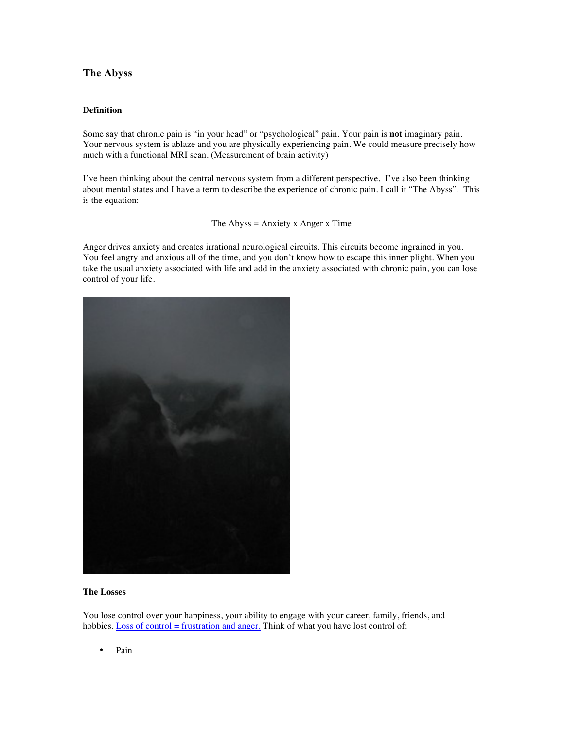# The Abyss

## Definition

Some say that chronic pain is "in your head" or "psychological" pain. Your pain is **not** imaginary pain. Your nervous system is ablaze and you are physically experiencing pain. We could measure precisely how much with a functional MRI scan. (Measurement of brain activity)

I've been thinking about the central nervous system from a different perspective. I've also been thinking about mental states and I have a term to describe the experience of chronic pain. I call it "The Abyss". This is the equation:

$$\text{The Abyss} = \text{Anxiety} \times \text{Anger} \times \text{Time}$$

Anger drives anxiety and creates irrational neurological circuits. This circuits become ingrained in you. You feel angry and anxious all of the time, and you don't know how to escape this inner plight. When you take the usual anxiety associated with life and add in the anxiety associated with chronic pain, you can lose control of your life.

## The Losses

You lose control over your happiness, your ability to engage with your career, family, friends, and hobbies. Loss of control = frustration and anger. Think of what you have lost control of:

- Pain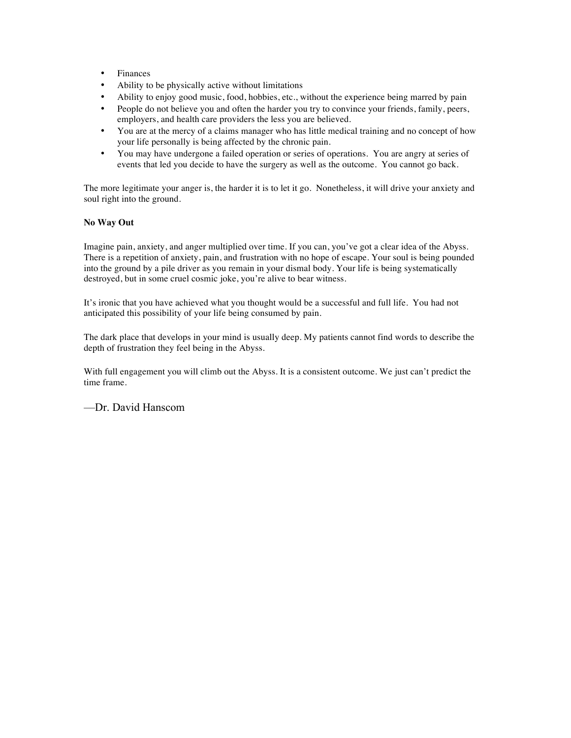- Finances
- Ability to be physically active without limitations
- Ability to enjoy good music, food, hobbies, etc., without the experience being marred by pain
- People do not believe you and often the harder you try to convince your friends, family, peers, employers, and health care providers the less you are believed.
- You are at the mercy of a claims manager who has little medical training and no concept of how your life personally is being affected by the chronic pain.
- You may have undergone a failed operation or series of operations. You are angry at series of events that led you decide to have the surgery as well as the outcome. You cannot go back.

The more legitimate your anger is, the harder it is to let it go. Nonetheless, it will drive your anxiety and soul right into the ground.

**No Way Out**

Imagine pain, anxiety, and anger multiplied over time. If you can, you've got a clear idea of the Abyss. There is a repetition of anxiety, pain, and frustration with no hope of escape. Your soul is being pounded into the ground by a pile driver as you remain in your dismal body. Your life is being systematically destroyed, but in some cruel cosmic joke, you're alive to bear witness.

It's ironic that you have achieved what you thought would be a successful and full life. You had not anticipated this possibility of your life being consumed by pain.

The dark place that develops in your mind is usually deep. My patients cannot find words to describe the depth of frustration they feel being in the Abyss.

With full engagement you will climb out the Abyss. It is a consistent outcome. We just can't predict the time frame.

—Dr. David Hanscom